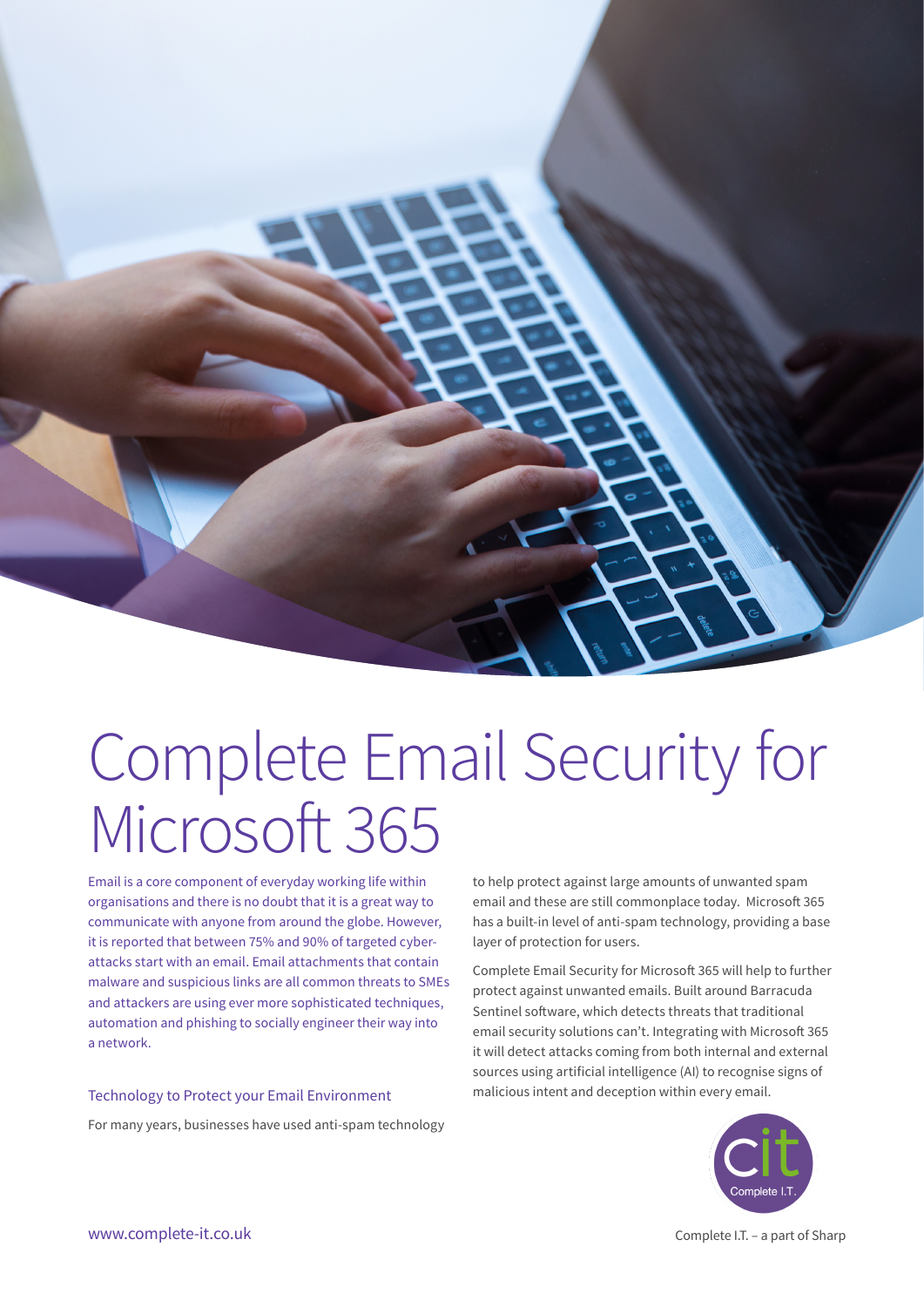# Complete Email Security for Microsoft 365

Email is a core component of everyday working life within organisations and there is no doubt that it is a great way to communicate with anyone from around the globe. However, it is reported that between 75% and 90% of targeted cyber-attacks start with an email. Email attachments that contain malware and suspicious links are all common threats to SMEs and attackers are using ever more sophisticated techniques, automation and phishing to socially engineer their way into a network.

## Technology to Protect your Email Environment

For many years, businesses have used anti-spam technology to help protect against large amounts of unwanted spam email and these are still commonplace today. Microsoft 365 has a built-in level of anti-spam technology, providing a base layer of protection for users.

Complete Email Security for Microsoft 365 will help to further protect against unwanted emails. Built around Barracuda Sentinel software, which detects threats that traditional email security solutions can't. Integrating with Microsoft 365 it will detect attacks coming from both internal and external sources using artificial intelligence (AI) to recognise signs of malicious intent and deception within every email.

cit Complete I.T.

www.complete-it.co.uk

Complete I.T. – a part of Sharp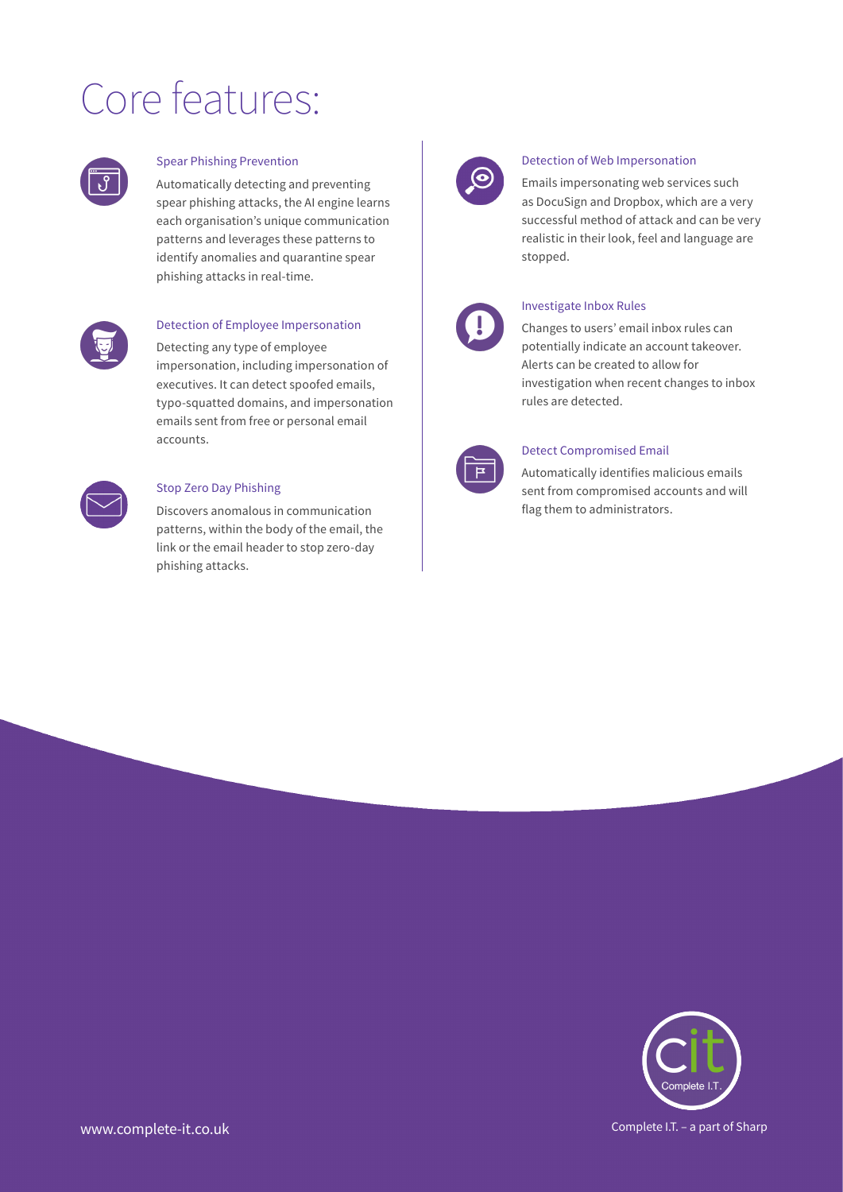# Core features:

### Spear Phishing Prevention

Automatically detecting and preventing spear phishing attacks, the AI engine learns each organisation's unique communication patterns and leverages these patterns to identify anomalies and quarantine spear phishing attacks in real-time.

### Detection of Employee Impersonation

Detecting any type of employee impersonation, including impersonation of executives. It can detect spoofed emails, typo-squatted domains, and impersonation emails sent from free or personal email accounts.

### Stop Zero Day Phishing

Discovers anomalous in communication patterns, within the body of the email, the link or the email header to stop zero-day phishing attacks.

### Detection of Web Impersonation

Emails impersonating web services such as DocuSign and Dropbox, which are a very successful method of attack and can be very realistic in their look, feel and language are stopped.

### Investigate Inbox Rules

Changes to users' email inbox rules can potentially indicate an account takeover. Alerts can be created to allow for investigation when recent changes to inbox rules are detected.

### Detect Compromised Email

Automatically identifies malicious emails sent from compromised accounts and will flag them to administrators.

www.complete-it.co.uk

Complete I.T. – a part of Sharp